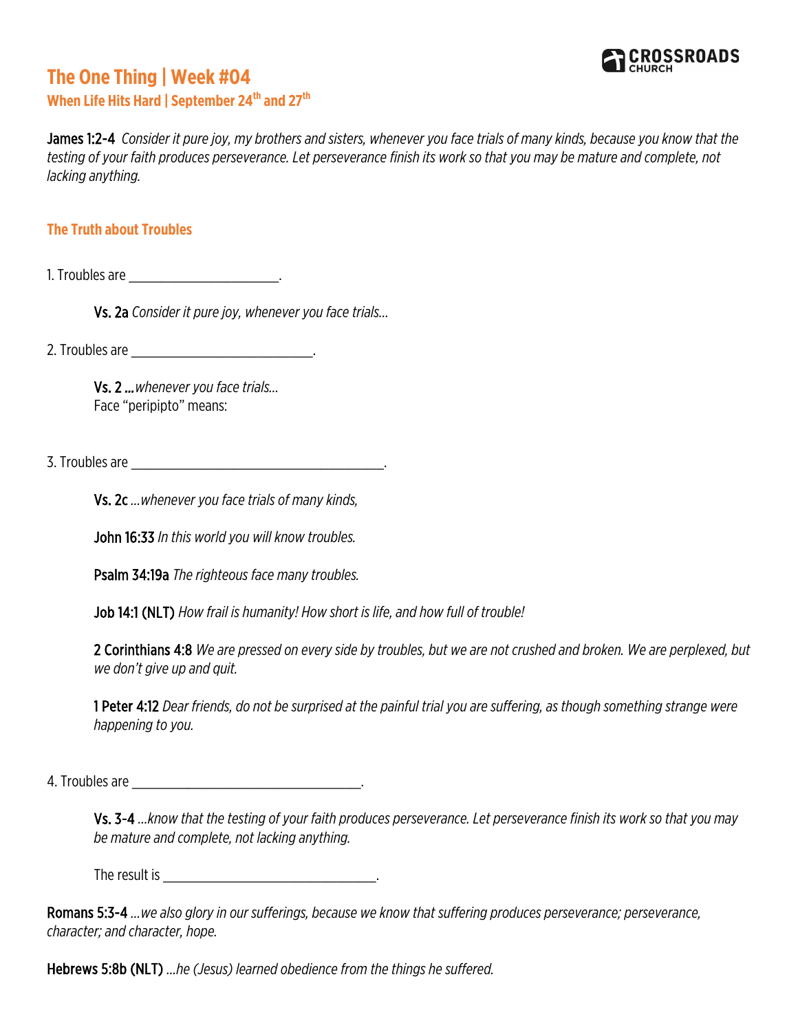# The One Thing | Week #04

## When Life Hits Hard | September 24th and 27th

**James 1:2-4** *Consider it pure joy, my brothers and sisters, whenever you face trials of many kinds, because you know that the testing of your faith produces perseverance. Let perseverance finish its work so that you may be mature and complete, not lacking anything.*

### The Truth about Troubles

1. Troubles are ____________________.

   **Vs. 2a** *Consider it pure joy, whenever you face trials…*

2. Troubles are ________________________.

   **Vs. 2 …** *whenever you face trials…*
   Face "peripipto" means:

3. Troubles are __________________________________.

   **Vs. 2c** *…whenever you face trials of many kinds,*

   **John 16:33** *In this world you will know troubles.*

   **Psalm 34:19a** *The righteous face many troubles.*

   **Job 14:1 (NLT)** *How frail is humanity! How short is life, and how full of trouble!*

   **2 Corinthians 4:8** *We are pressed on every side by troubles, but we are not crushed and broken. We are perplexed, but we don't give up and quit.*

   **1 Peter 4:12** *Dear friends, do not be surprised at the painful trial you are suffering, as though something strange were happening to you.*

4. Troubles are ______________________________.

   **Vs. 3-4** *…know that the testing of your faith produces perseverance. Let perseverance finish its work so that you may be mature and complete, not lacking anything.*

   The result is _____________________________.

**Romans 5:3-4** *…we also glory in our sufferings, because we know that suffering produces perseverance; perseverance, character; and character, hope.*

**Hebrews 5:8b (NLT)** *…he (Jesus) learned obedience from the things he suffered.*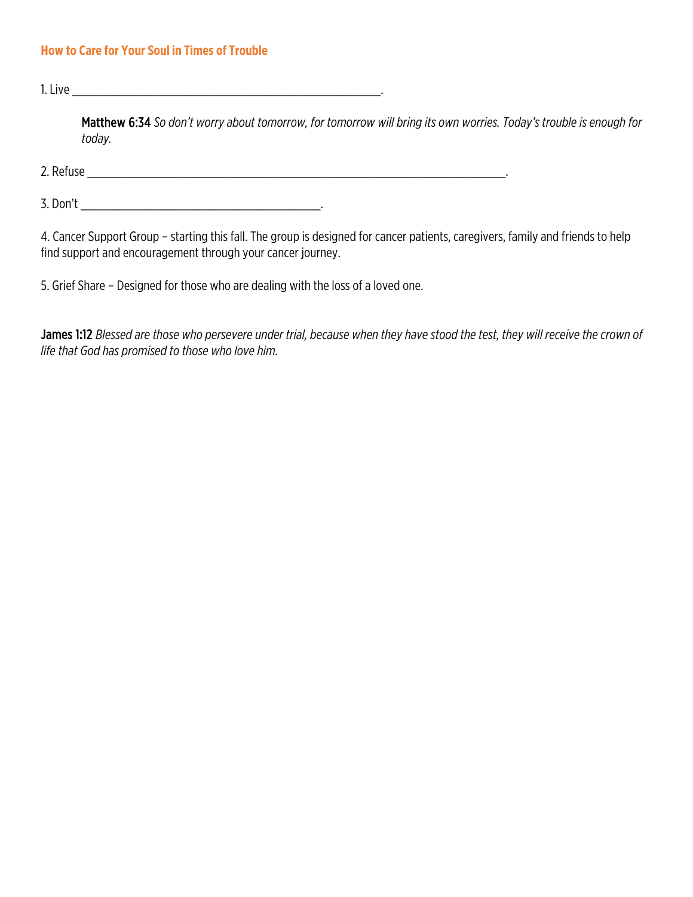## How to Care for Your Soul in Times of Trouble

1. Live ________________________________________________.

> **Matthew 6:34** *So don't worry about tomorrow, for tomorrow will bring its own worries. Today's trouble is enough for today.*

2. Refuse ________________________________________________________________.

3. Don't _____________________________________.

4. Cancer Support Group – starting this fall. The group is designed for cancer patients, caregivers, family and friends to help find support and encouragement through your cancer journey.

5. Grief Share – Designed for those who are dealing with the loss of a loved one.

**James 1:12** *Blessed are those who persevere under trial, because when they have stood the test, they will receive the crown of life that God has promised to those who love him.*